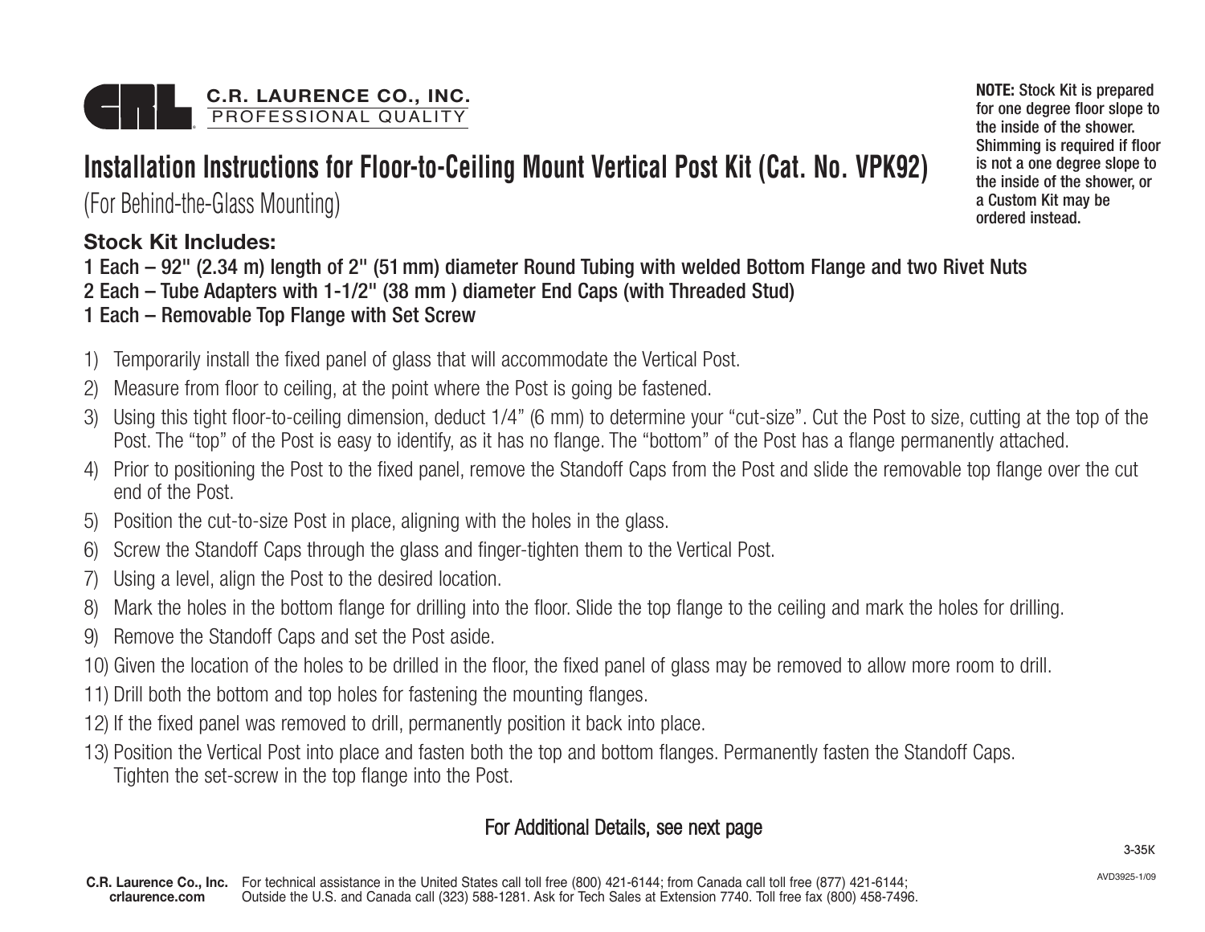**C.R. LAURENCE CO., INC.**
PROFESSIONAL QUALITY

**NOTE:** Stock Kit is prepared for one degree floor slope to the inside of the shower. Shimming is required if floor is not a one degree slope to the inside of the shower, or a Custom Kit may be ordered instead.

# Installation Instructions for Floor-to-Ceiling Mount Vertical Post Kit (Cat. No. VPK92)

(For Behind-the-Glass Mounting)

### Stock Kit Includes:

**1 Each – 92" (2.34 m) length of 2" (51 mm) diameter Round Tubing with welded Bottom Flange and two Rivet Nuts**
**2 Each – Tube Adapters with 1-1/2" (38 mm ) diameter End Caps (with Threaded Stud)**
**1 Each – Removable Top Flange with Set Screw**

1) Temporarily install the fixed panel of glass that will accommodate the Vertical Post.
2) Measure from floor to ceiling, at the point where the Post is going be fastened.
3) Using this tight floor-to-ceiling dimension, deduct 1/4" (6 mm) to determine your "cut-size". Cut the Post to size, cutting at the top of the Post. The "top" of the Post is easy to identify, as it has no flange. The "bottom" of the Post has a flange permanently attached.
4) Prior to positioning the Post to the fixed panel, remove the Standoff Caps from the Post and slide the removable top flange over the cut end of the Post.
5) Position the cut-to-size Post in place, aligning with the holes in the glass.
6) Screw the Standoff Caps through the glass and finger-tighten them to the Vertical Post.
7) Using a level, align the Post to the desired location.
8) Mark the holes in the bottom flange for drilling into the floor. Slide the top flange to the ceiling and mark the holes for drilling.
9) Remove the Standoff Caps and set the Post aside.
10) Given the location of the holes to be drilled in the floor, the fixed panel of glass may be removed to allow more room to drill.
11) Drill both the bottom and top holes for fastening the mounting flanges.
12) If the fixed panel was removed to drill, permanently position it back into place.
13) Position the Vertical Post into place and fasten both the top and bottom flanges. Permanently fasten the Standoff Caps. Tighten the set-screw in the top flange into the Post.

For Additional Details, see next page

3-35K

AVD3925-1/09

**C.R. Laurence Co., Inc.** **crlaurence.com** For technical assistance in the United States call toll free (800) 421-6144; from Canada call toll free (877) 421-6144; Outside the U.S. and Canada call (323) 588-1281. Ask for Tech Sales at Extension 7740. Toll free fax (800) 458-7496.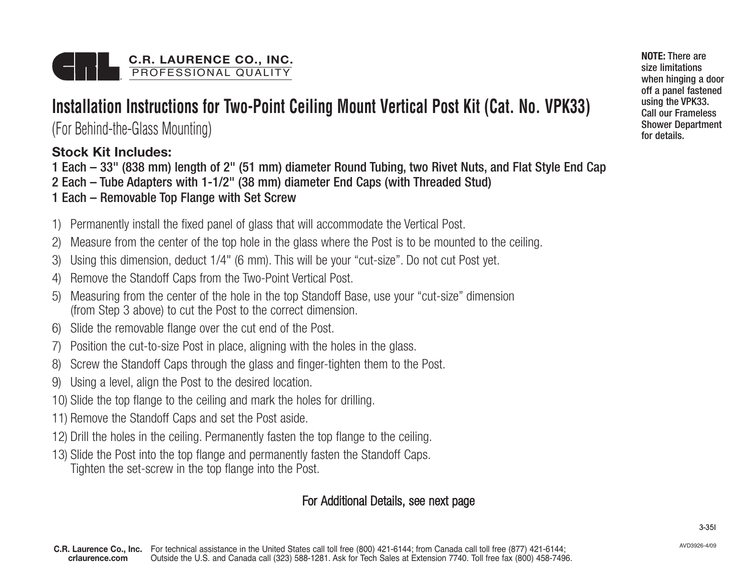**C.R. LAURENCE CO., INC.**
PROFESSIONAL QUALITY

# Installation Instructions for Two-Point Ceiling Mount Vertical Post Kit (Cat. No. VPK33)

(For Behind-the-Glass Mounting)

**NOTE:** There are size limitations when hinging a door off a panel fastened using the VPK33. Call our Frameless Shower Department for details.

### Stock Kit Includes:

1 Each – 33" (838 mm) length of 2" (51 mm) diameter Round Tubing, two Rivet Nuts, and Flat Style End Cap
2 Each – Tube Adapters with 1-1/2" (38 mm) diameter End Caps (with Threaded Stud)
1 Each – Removable Top Flange with Set Screw

1) Permanently install the fixed panel of glass that will accommodate the Vertical Post.
2) Measure from the center of the top hole in the glass where the Post is to be mounted to the ceiling.
3) Using this dimension, deduct 1/4" (6 mm). This will be your "cut-size". Do not cut Post yet.
4) Remove the Standoff Caps from the Two-Point Vertical Post.
5) Measuring from the center of the hole in the top Standoff Base, use your "cut-size" dimension (from Step 3 above) to cut the Post to the correct dimension.
6) Slide the removable flange over the cut end of the Post.
7) Position the cut-to-size Post in place, aligning with the holes in the glass.
8) Screw the Standoff Caps through the glass and finger-tighten them to the Post.
9) Using a level, align the Post to the desired location.
10) Slide the top flange to the ceiling and mark the holes for drilling.
11) Remove the Standoff Caps and set the Post aside.
12) Drill the holes in the ceiling. Permanently fasten the top flange to the ceiling.
13) Slide the Post into the top flange and permanently fasten the Standoff Caps. Tighten the set-screw in the top flange into the Post.

For Additional Details, see next page

3-35I

AVD3926-4/09

**C.R. Laurence Co., Inc.**
**crlaurence.com**

For technical assistance in the United States call toll free (800) 421-6144; from Canada call toll free (877) 421-6144; Outside the U.S. and Canada call (323) 588-1281. Ask for Tech Sales at Extension 7740. Toll free fax (800) 458-7496.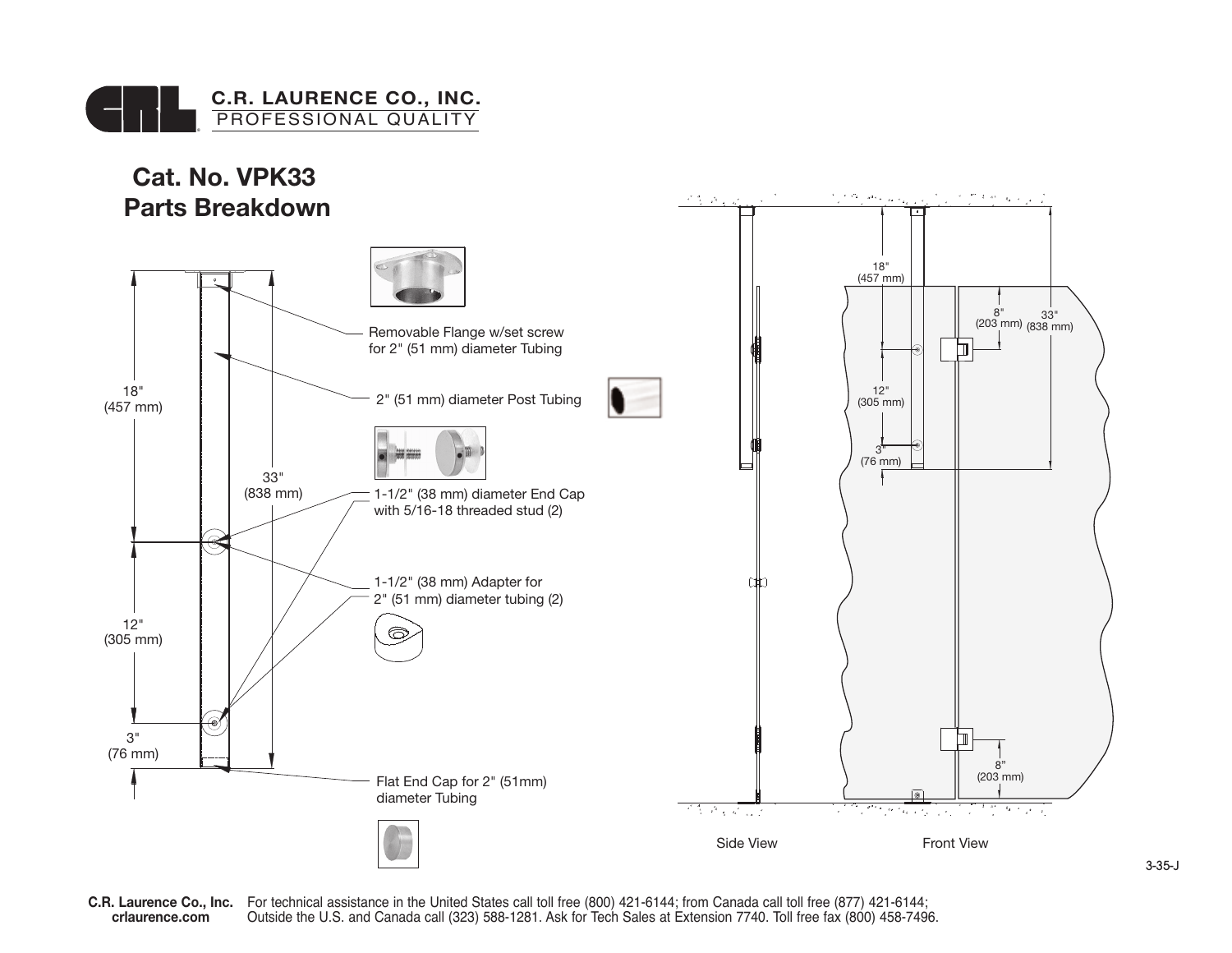# C.R. LAURENCE CO., INC.
PROFESSIONAL QUALITY

## Cat. No. VPK33
## Parts Breakdown

18" (457 mm)

12" (305 mm)

3" (76 mm)

33" (838 mm)

- Removable Flange w/set screw for 2" (51 mm) diameter Tubing
- 2" (51 mm) diameter Post Tubing
- 1-1/2" (38 mm) diameter End Cap with 5/16-18 threaded stud (2)
- 1-1/2" (38 mm) Adapter for 2" (51 mm) diameter tubing (2)
- Flat End Cap for 2" (51mm) diameter Tubing

18" (457 mm)

8" (203 mm)

33" (838 mm)

12" (305 mm)

3" (76 mm)

8" (203 mm)

Side View

Front View

3-35-J

**C.R. Laurence Co., Inc.**
**crlaurence.com**

For technical assistance in the United States call toll free (800) 421-6144; from Canada call toll free (877) 421-6144; Outside the U.S. and Canada call (323) 588-1281. Ask for Tech Sales at Extension 7740. Toll free fax (800) 458-7496.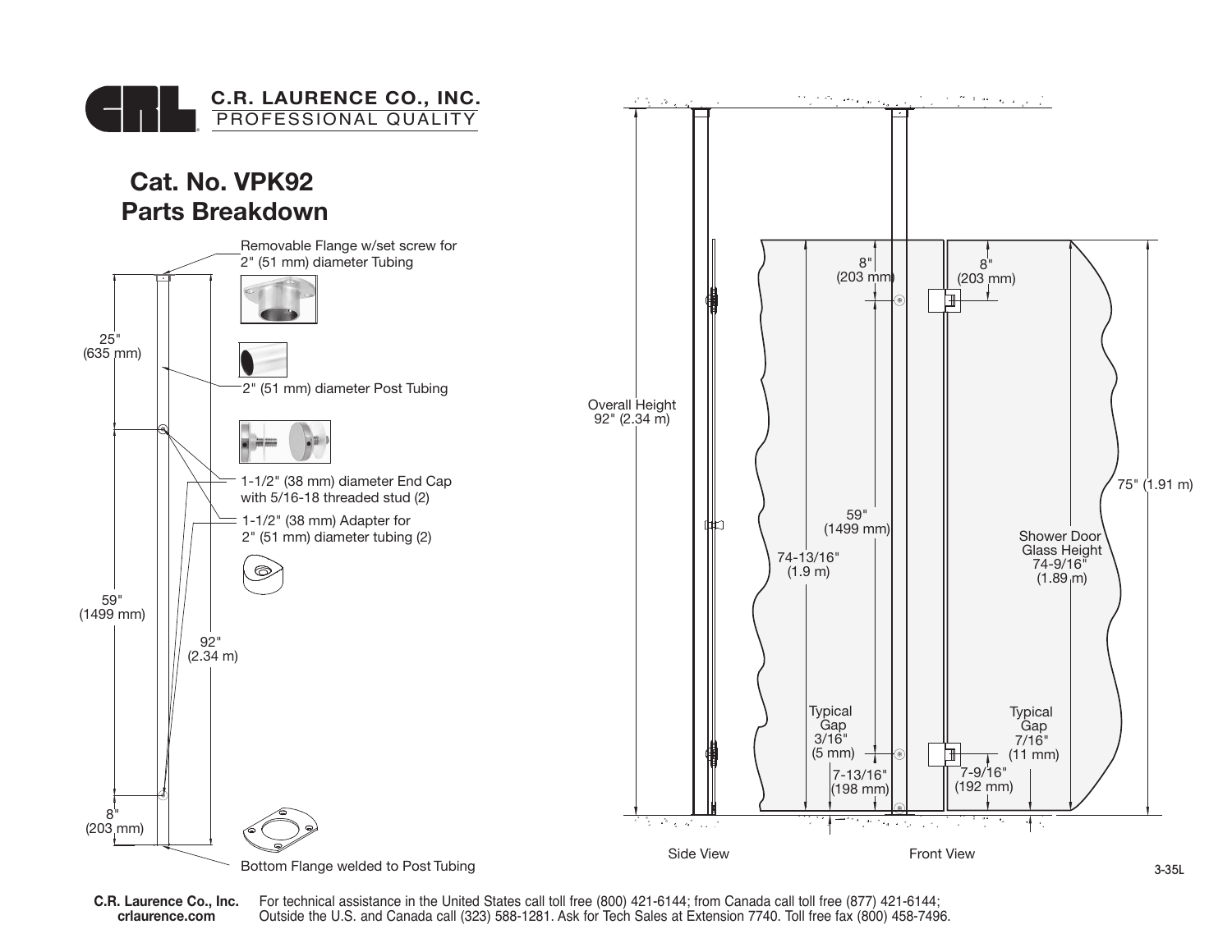C.R. LAURENCE CO., INC.
PROFESSIONAL QUALITY

# Cat. No. VPK92
# Parts Breakdown

Removable Flange w/set screw for 2" (51 mm) diameter Tubing

2" (51 mm) diameter Post Tubing

1-1/2" (38 mm) diameter End Cap with 5/16-18 threaded stud (2)

1-1/2" (38 mm) Adapter for 2" (51 mm) diameter tubing (2)

Bottom Flange welded to Post Tubing

25" (635 mm)

59" (1499 mm)

92" (2.34 m)

8" (203 mm)

Overall Height 92" (2.34 m)

8" (203 mm)

8" (203 mm)

59" (1499 mm)

74-13/16" (1.9 m)

Shower Door Glass Height 74-9/16" (1.89 m)

75" (1.91 m)

Typical Gap 3/16" (5 mm)

7-13/16" (198 mm)

Typical Gap 7/16" (11 mm)

7-9/16" (192 mm)

Side View

Front View

3-35L

**C.R. Laurence Co., Inc.**
**crlaurence.com**

For technical assistance in the United States call toll free (800) 421-6144; from Canada call toll free (877) 421-6144; Outside the U.S. and Canada call (323) 588-1281. Ask for Tech Sales at Extension 7740. Toll free fax (800) 458-7496.